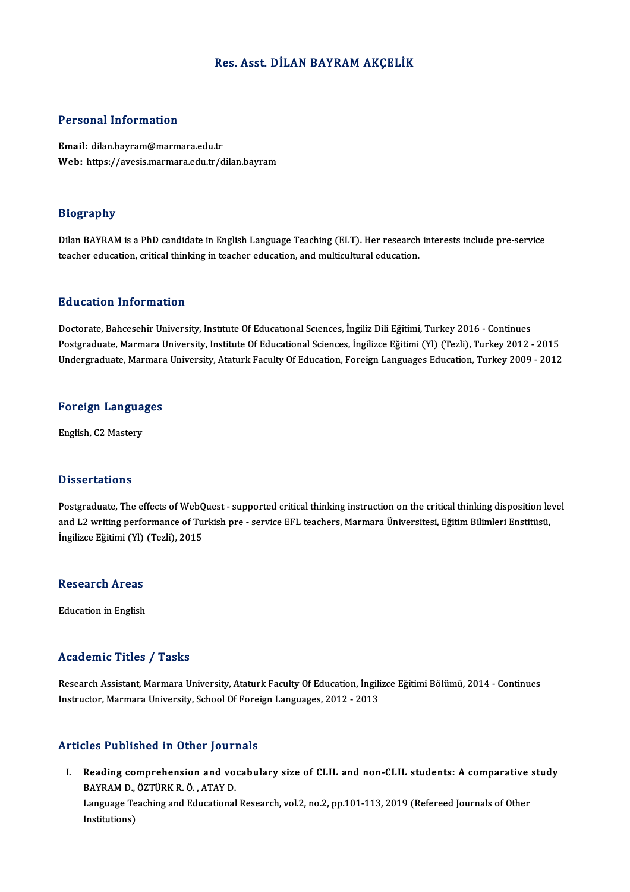# Res. Asst. DİLAN BAYRAM AKÇELİK

## Personal Information

**Email:** dilan.bayram@marmara.edu.tr
**Web:** https://avesis.marmara.edu.tr/dilan.bayram

## Biography

Dilan BAYRAM is a PhD candidate in English Language Teaching (ELT). Her research interests include pre-service teacher education, critical thinking in teacher education, and multicultural education.

## Education Information

Doctorate, Bahcesehir University, Instıtute Of Educatıonal Scıences, İngiliz Dili Eğitimi, Turkey 2016 - Continues
Postgraduate, Marmara University, Institute Of Educational Sciences, İngilizce Eğitimi (Yl) (Tezli), Turkey 2012 - 2015
Undergraduate, Marmara University, Ataturk Faculty Of Education, Foreign Languages Education, Turkey 2009 - 2012

## Foreign Languages

English, C2 Mastery

## Dissertations

Postgraduate, The effects of WebQuest - supported critical thinking instruction on the critical thinking disposition level and L2 writing performance of Turkish pre - service EFL teachers, Marmara Üniversitesi, Eğitim Bilimleri Enstitüsü, İngilizce Eğitimi (Yl) (Tezli), 2015

## Research Areas

Education in English

## Academic Titles / Tasks

Research Assistant, Marmara University, Ataturk Faculty Of Education, İngilizce Eğitimi Bölümü, 2014 - Continues
Instructor, Marmara University, School Of Foreign Languages, 2012 - 2013

## Articles Published in Other Journals

I. **Reading comprehension and vocabulary size of CLIL and non-CLIL students: A comparative study**
   BAYRAM D., ÖZTÜRK R. Ö. , ATAY D.
   Language Teaching and Educational Research, vol.2, no.2, pp.101-113, 2019 (Refereed Journals of Other Institutions)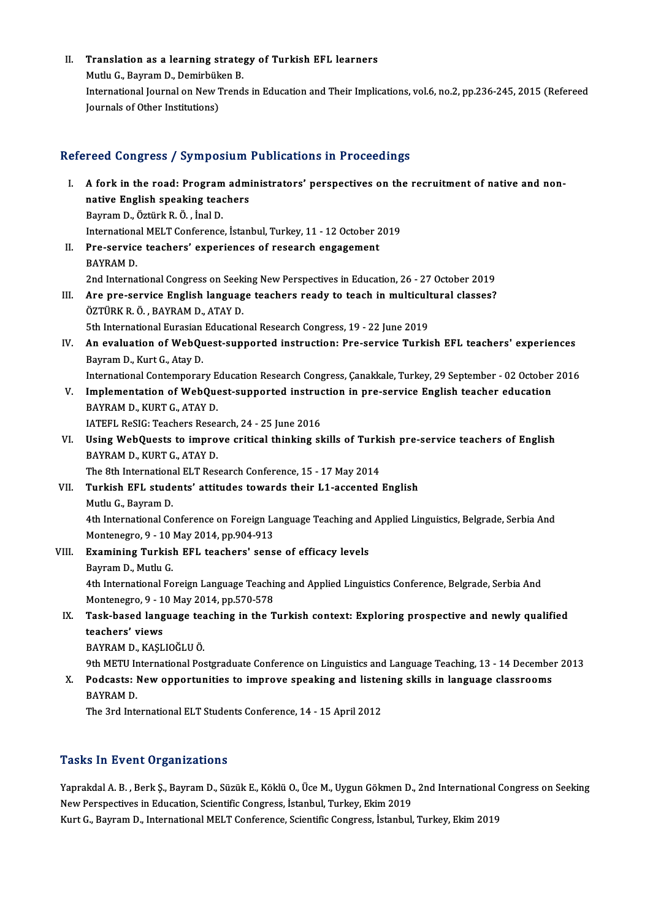II. **Translation as a learning strategy of Turkish EFL learners**
Mutlu G., Bayram D., Demirbüken B.
International Journal on New Trends in Education and Their Implications, vol.6, no.2, pp.236-245, 2015 (Refereed Journals of Other Institutions)

## Refereed Congress / Symposium Publications in Proceedings

I. **A fork in the road: Program administrators' perspectives on the recruitment of native and non-native English speaking teachers**
Bayram D., Öztürk R. Ö. , İnal D.
International MELT Conference, İstanbul, Turkey, 11 - 12 October 2019

II. **Pre-service teachers' experiences of research engagement**
BAYRAM D.
2nd International Congress on Seeking New Perspectives in Education, 26 - 27 October 2019

III. **Are pre-service English language teachers ready to teach in multicultural classes?**
ÖZTÜRK R. Ö. , BAYRAM D., ATAY D.
5th International Eurasian Educational Research Congress, 19 - 22 June 2019

IV. **An evaluation of WebQuest-supported instruction: Pre-service Turkish EFL teachers' experiences**
Bayram D., Kurt G., Atay D.
International Contemporary Education Research Congress, Çanakkale, Turkey, 29 September - 02 October 2016

V. **Implementation of WebQuest-supported instruction in pre-service English teacher education**
BAYRAM D., KURT G., ATAY D.
IATEFL ReSIG: Teachers Research, 24 - 25 June 2016

VI. **Using WebQuests to improve critical thinking skills of Turkish pre-service teachers of English**
BAYRAM D., KURT G., ATAY D.
The 8th International ELT Research Conference, 15 - 17 May 2014

VII. **Turkish EFL students' attitudes towards their L1-accented English**
Mutlu G., Bayram D.
4th International Conference on Foreign Language Teaching and Applied Linguistics, Belgrade, Serbia And Montenegro, 9 - 10 May 2014, pp.904-913

VIII. **Examining Turkish EFL teachers' sense of efficacy levels**
Bayram D., Mutlu G.
4th International Foreign Language Teaching and Applied Linguistics Conference, Belgrade, Serbia And Montenegro, 9 - 10 May 2014, pp.570-578

IX. **Task-based language teaching in the Turkish context: Exploring prospective and newly qualified teachers' views**
BAYRAM D., KAŞLIOĞLU Ö.
9th METU International Postgraduate Conference on Linguistics and Language Teaching, 13 - 14 December 2013

X. **Podcasts: New opportunities to improve speaking and listening skills in language classrooms**
BAYRAM D.
The 3rd International ELT Students Conference, 14 - 15 April 2012

## Tasks In Event Organizations

Yaprakdal A. B. , Berk Ş., Bayram D., Süzük E., Köklü O., Üce M., Uygun Gökmen D., 2nd International Congress on Seeking New Perspectives in Education, Scientific Congress, İstanbul, Turkey, Ekim 2019

Kurt G., Bayram D., International MELT Conference, Scientific Congress, İstanbul, Turkey, Ekim 2019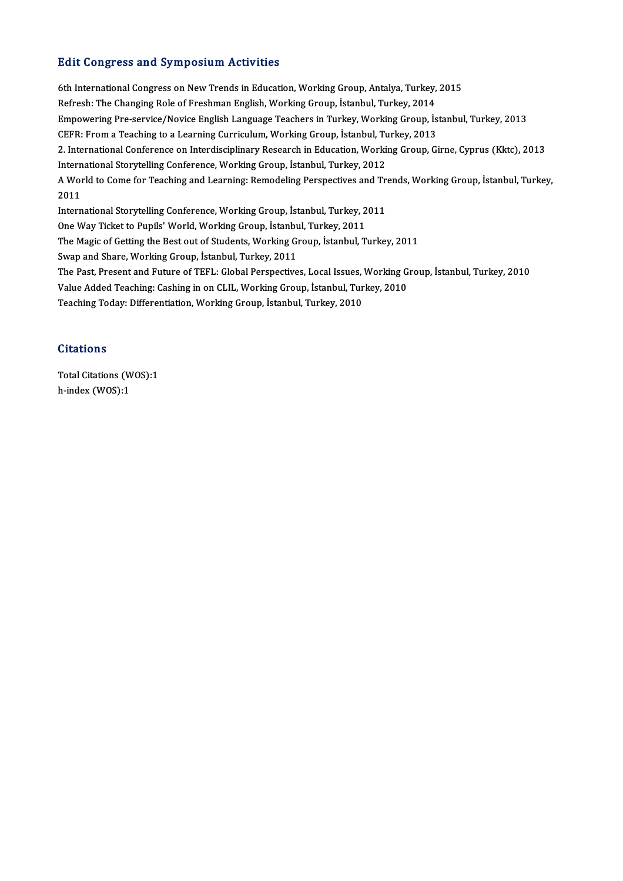## Edit Congress and Symposium Activities

6th International Congress on New Trends in Education, Working Group, Antalya, Turkey, 2015
Refresh: The Changing Role of Freshman English, Working Group, İstanbul, Turkey, 2014
Empowering Pre-service/Novice English Language Teachers in Turkey, Working Group, İstanbul, Turkey, 2013
CEFR: From a Teaching to a Learning Curriculum, Working Group, İstanbul, Turkey, 2013
2. International Conference on Interdisciplinary Research in Education, Working Group, Girne, Cyprus (Kktc), 2013
International Storytelling Conference, Working Group, İstanbul, Turkey, 2012
A World to Come for Teaching and Learning: Remodeling Perspectives and Trends, Working Group, İstanbul, Turkey, 2011
International Storytelling Conference, Working Group, İstanbul, Turkey, 2011
One Way Ticket to Pupils' World, Working Group, İstanbul, Turkey, 2011
The Magic of Getting the Best out of Students, Working Group, İstanbul, Turkey, 2011
Swap and Share, Working Group, İstanbul, Turkey, 2011
The Past, Present and Future of TEFL: Global Perspectives, Local Issues, Working Group, İstanbul, Turkey, 2010
Value Added Teaching: Cashing in on CLIL, Working Group, İstanbul, Turkey, 2010
Teaching Today: Differentiation, Working Group, İstanbul, Turkey, 2010

## Citations

Total Citations (WOS):1
h-index (WOS):1